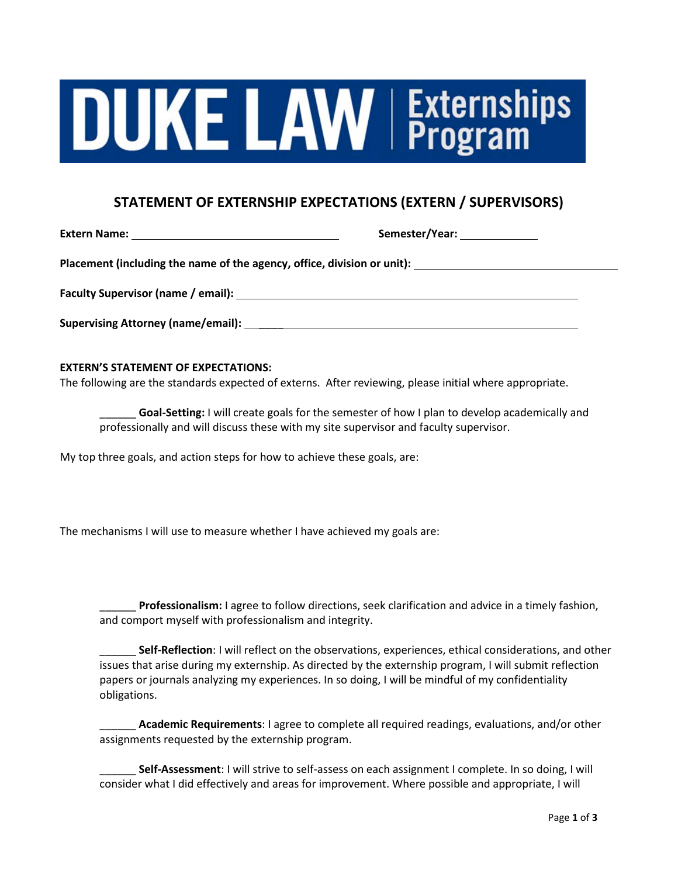DUKE LAW | Externships Program

## STATEMENT OF EXTERNSHIP EXPECTATIONS (EXTERN / SUPERVISORS)

**Extern Name:** ________________________________ **Semester/Year:** ____________

**Placement (including the name of the agency, office, division or unit):** ________________________________

**Faculty Supervisor (name / email):** ________________________________

**Supervising Attorney (name/email):** ________________________________

**EXTERN'S STATEMENT OF EXPECTATIONS:**

The following are the standards expected of externs. After reviewing, please initial where appropriate.

______ **Goal-Setting:** I will create goals for the semester of how I plan to develop academically and professionally and will discuss these with my site supervisor and faculty supervisor.

My top three goals, and action steps for how to achieve these goals, are:

The mechanisms I will use to measure whether I have achieved my goals are:

______ **Professionalism:** I agree to follow directions, seek clarification and advice in a timely fashion, and comport myself with professionalism and integrity.

______ **Self-Reflection**: I will reflect on the observations, experiences, ethical considerations, and other issues that arise during my externship. As directed by the externship program, I will submit reflection papers or journals analyzing my experiences. In so doing, I will be mindful of my confidentiality obligations.

______ **Academic Requirements**: I agree to complete all required readings, evaluations, and/or other assignments requested by the externship program.

______ **Self-Assessment**: I will strive to self-assess on each assignment I complete. In so doing, I will consider what I did effectively and areas for improvement. Where possible and appropriate, I will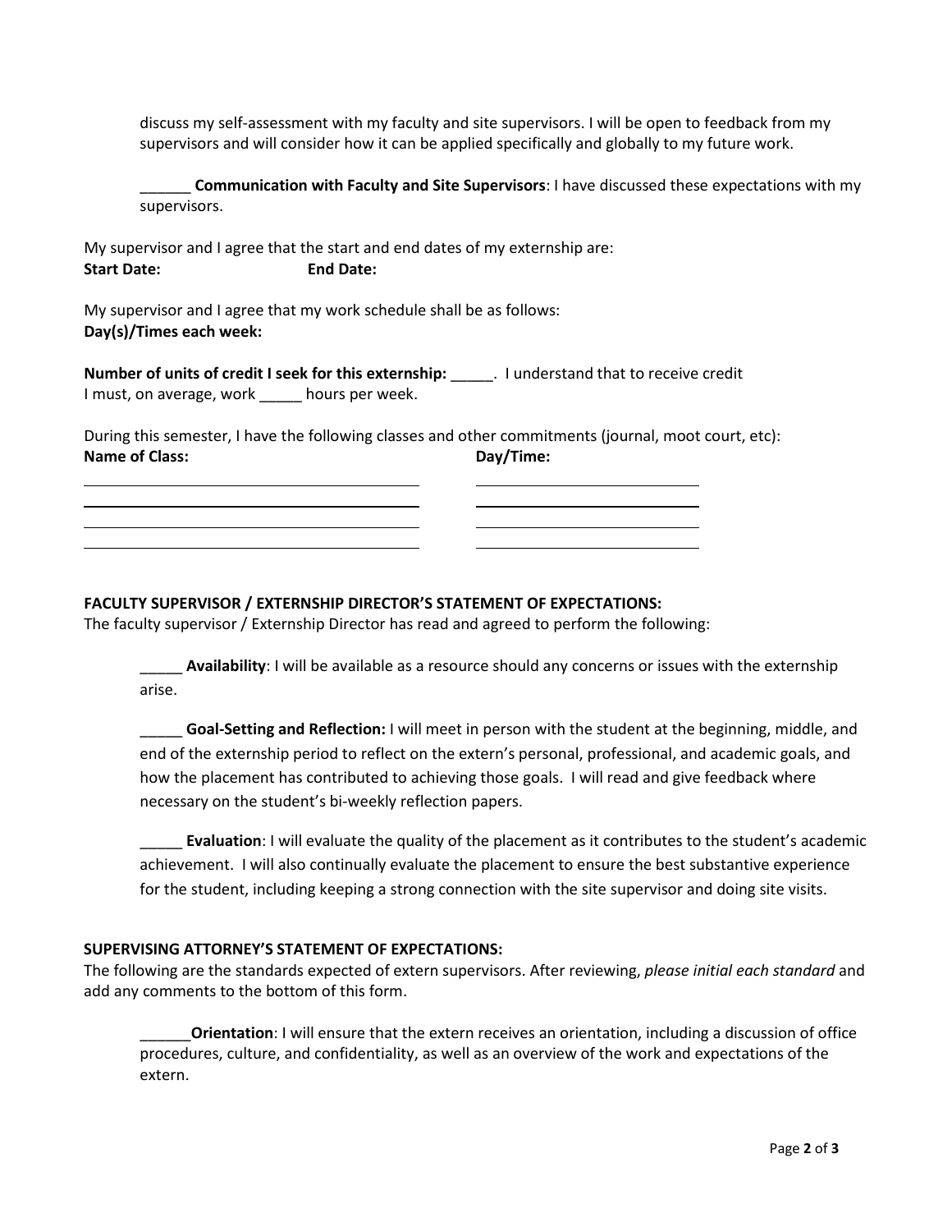discuss my self-assessment with my faculty and site supervisors. I will be open to feedback from my supervisors and will consider how it can be applied specifically and globally to my future work.

______ **Communication with Faculty and Site Supervisors**: I have discussed these expectations with my supervisors.

My supervisor and I agree that the start and end dates of my externship are:
**Start Date:** **End Date:**

My supervisor and I agree that my work schedule shall be as follows:
**Day(s)/Times each week:**

**Number of units of credit I seek for this externship:** _____. I understand that to receive credit I must, on average, work _____ hours per week.

During this semester, I have the following classes and other commitments (journal, moot court, etc):

| Name of Class: | Day/Time: |
|---|---|
| | |
| | |
| | |
| | |

**FACULTY SUPERVISOR / EXTERNSHIP DIRECTOR'S STATEMENT OF EXPECTATIONS:**
The faculty supervisor / Externship Director has read and agreed to perform the following:

_____ **Availability**: I will be available as a resource should any concerns or issues with the externship arise.

_____ **Goal-Setting and Reflection:** I will meet in person with the student at the beginning, middle, and end of the externship period to reflect on the extern's personal, professional, and academic goals, and how the placement has contributed to achieving those goals. I will read and give feedback where necessary on the student's bi-weekly reflection papers.

_____ **Evaluation**: I will evaluate the quality of the placement as it contributes to the student's academic achievement. I will also continually evaluate the placement to ensure the best substantive experience for the student, including keeping a strong connection with the site supervisor and doing site visits.

**SUPERVISING ATTORNEY'S STATEMENT OF EXPECTATIONS:**
The following are the standards expected of extern supervisors. After reviewing, *please initial each standard* and add any comments to the bottom of this form.

______**Orientation**: I will ensure that the extern receives an orientation, including a discussion of office procedures, culture, and confidentiality, as well as an overview of the work and expectations of the extern.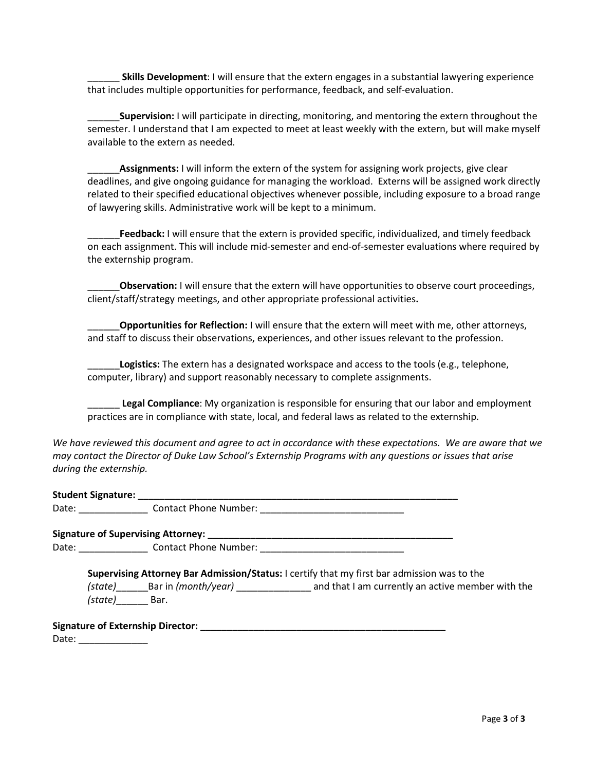______ **Skills Development**: I will ensure that the extern engages in a substantial lawyering experience that includes multiple opportunities for performance, feedback, and self-evaluation.

______**Supervision:** I will participate in directing, monitoring, and mentoring the extern throughout the semester. I understand that I am expected to meet at least weekly with the extern, but will make myself available to the extern as needed.

______**Assignments:** I will inform the extern of the system for assigning work projects, give clear deadlines, and give ongoing guidance for managing the workload. Externs will be assigned work directly related to their specified educational objectives whenever possible, including exposure to a broad range of lawyering skills. Administrative work will be kept to a minimum.

______**Feedback:** I will ensure that the extern is provided specific, individualized, and timely feedback on each assignment. This will include mid-semester and end-of-semester evaluations where required by the externship program.

______**Observation:** I will ensure that the extern will have opportunities to observe court proceedings, client/staff/strategy meetings, and other appropriate professional activities**.**

______**Opportunities for Reflection:** I will ensure that the extern will meet with me, other attorneys, and staff to discuss their observations, experiences, and other issues relevant to the profession.

______**Logistics:** The extern has a designated workspace and access to the tools (e.g., telephone, computer, library) and support reasonably necessary to complete assignments.

______ **Legal Compliance**: My organization is responsible for ensuring that our labor and employment practices are in compliance with state, local, and federal laws as related to the externship.

*We have reviewed this document and agree to act in accordance with these expectations. We are aware that we may contact the Director of Duke Law School's Externship Programs with any questions or issues that arise during the externship.*

**Student Signature: ______________________________________________________________**
Date: _____________ Contact Phone Number: ___________________________

**Signature of Supervising Attorney: ________________________________________________**
Date: _____________ Contact Phone Number: ___________________________

**Supervising Attorney Bar Admission/Status:** I certify that my first bar admission was to the *(state)*______Bar in *(month/year)* ______________ and that I am currently an active member with the *(state)*______ Bar.

**Signature of Externship Director: ________________________________________________**
Date: _____________